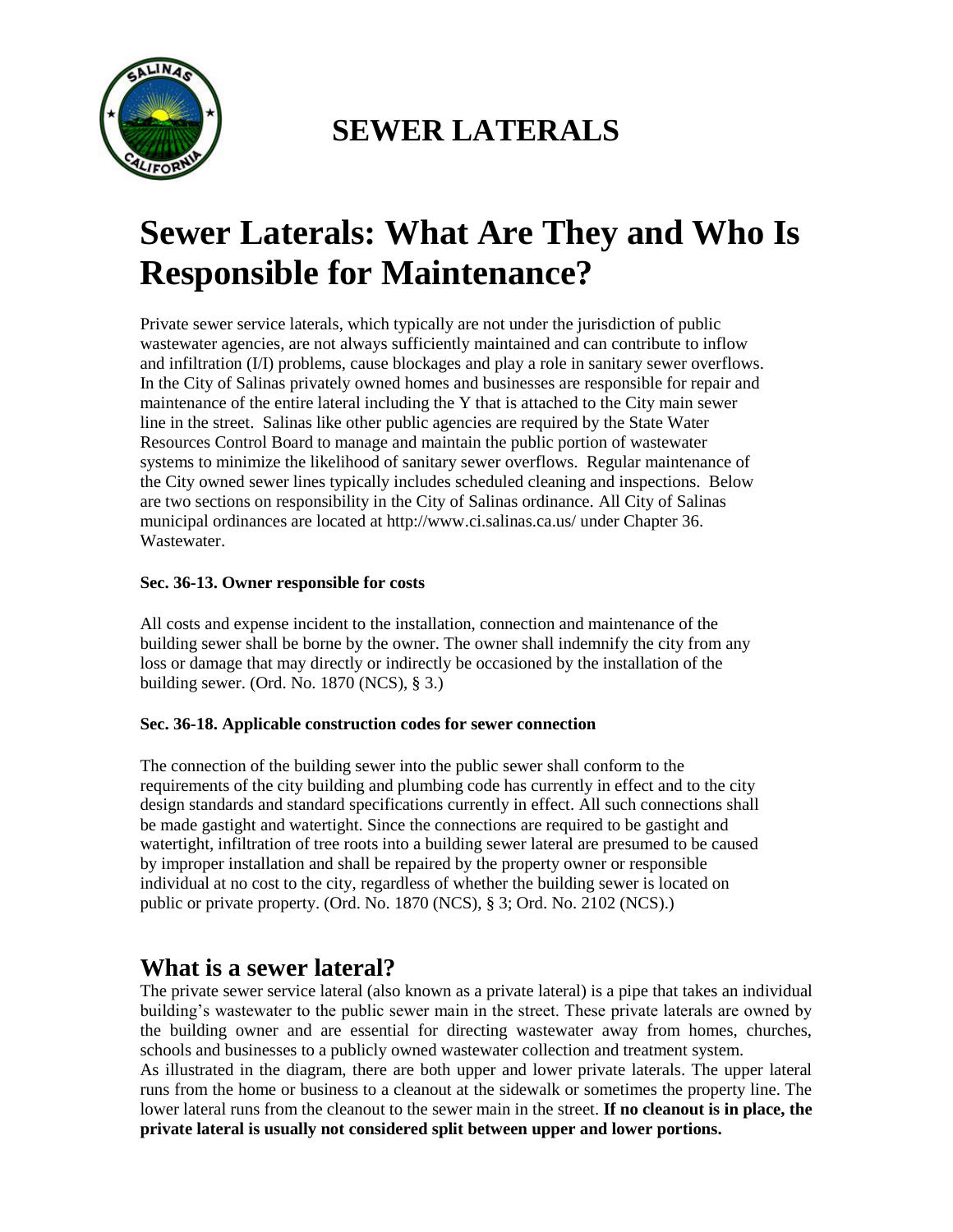# SEWER LATERALS

# Sewer Laterals: What Are They and Who Is Responsible for Maintenance?

Private sewer service laterals, which typically are not under the jurisdiction of public wastewater agencies, are not always sufficiently maintained and can contribute to inflow and infiltration (I/I) problems, cause blockages and play a role in sanitary sewer overflows. In the City of Salinas privately owned homes and businesses are responsible for repair and maintenance of the entire lateral including the Y that is attached to the City main sewer line in the street. Salinas like other public agencies are required by the State Water Resources Control Board to manage and maintain the public portion of wastewater systems to minimize the likelihood of sanitary sewer overflows. Regular maintenance of the City owned sewer lines typically includes scheduled cleaning and inspections. Below are two sections on responsibility in the City of Salinas ordinance. All City of Salinas municipal ordinances are located at http://www.ci.salinas.ca.us/ under Chapter 36. Wastewater.

**Sec. 36-13. Owner responsible for costs**

All costs and expense incident to the installation, connection and maintenance of the building sewer shall be borne by the owner. The owner shall indemnify the city from any loss or damage that may directly or indirectly be occasioned by the installation of the building sewer. (Ord. No. 1870 (NCS), § 3.)

**Sec. 36-18. Applicable construction codes for sewer connection**

The connection of the building sewer into the public sewer shall conform to the requirements of the city building and plumbing code has currently in effect and to the city design standards and standard specifications currently in effect. All such connections shall be made gastight and watertight. Since the connections are required to be gastight and watertight, infiltration of tree roots into a building sewer lateral are presumed to be caused by improper installation and shall be repaired by the property owner or responsible individual at no cost to the city, regardless of whether the building sewer is located on public or private property. (Ord. No. 1870 (NCS), § 3; Ord. No. 2102 (NCS).)

## What is a sewer lateral?

The private sewer service lateral (also known as a private lateral) is a pipe that takes an individual building's wastewater to the public sewer main in the street. These private laterals are owned by the building owner and are essential for directing wastewater away from homes, churches, schools and businesses to a publicly owned wastewater collection and treatment system.

As illustrated in the diagram, there are both upper and lower private laterals. The upper lateral runs from the home or business to a cleanout at the sidewalk or sometimes the property line. The lower lateral runs from the cleanout to the sewer main in the street. **If no cleanout is in place, the private lateral is usually not considered split between upper and lower portions.**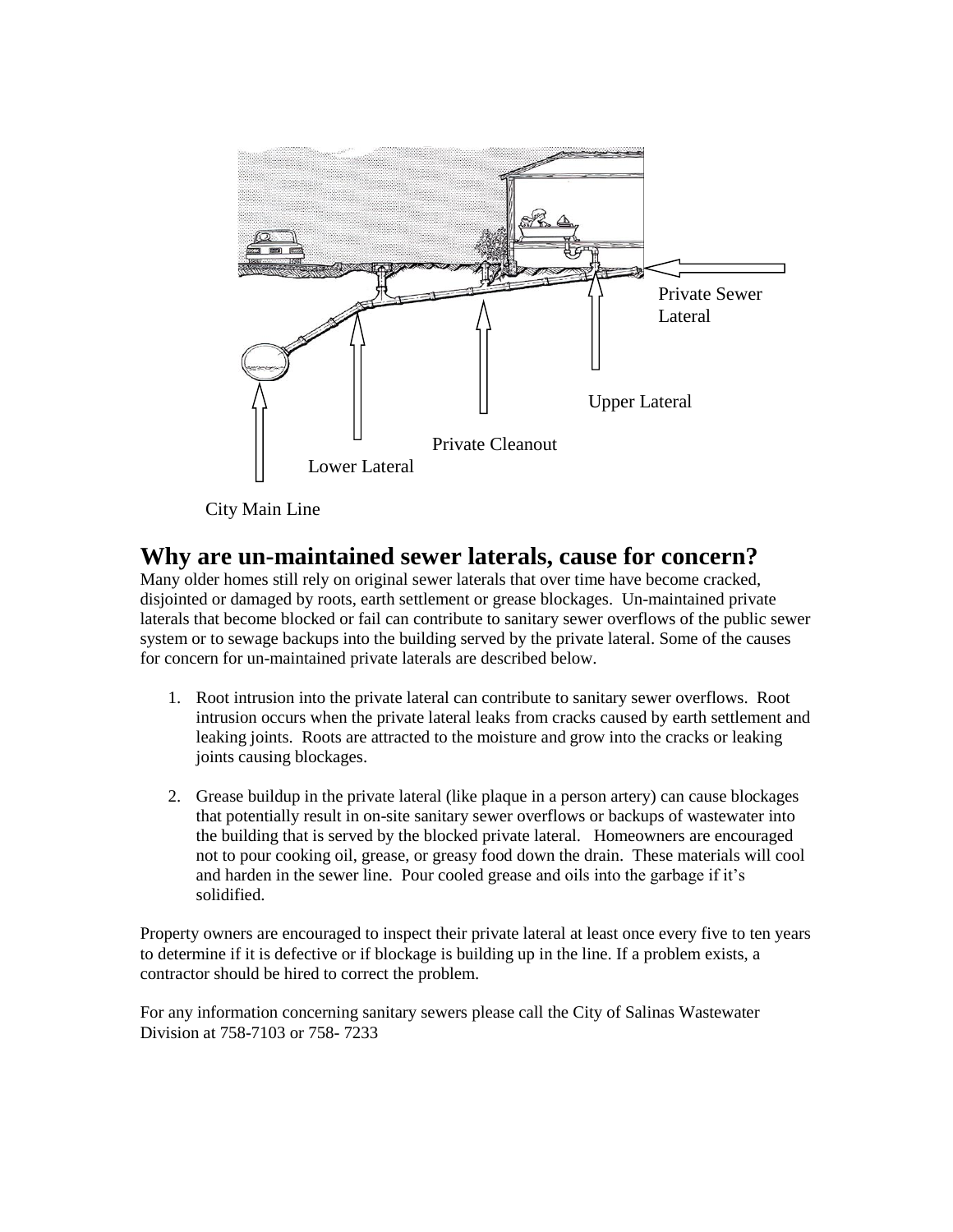Private Sewer Lateral

Upper Lateral

Private Cleanout

Lower Lateral

City Main Line

## Why are un-maintained sewer laterals, cause for concern?

Many older homes still rely on original sewer laterals that over time have become cracked, disjointed or damaged by roots, earth settlement or grease blockages. Un-maintained private laterals that become blocked or fail can contribute to sanitary sewer overflows of the public sewer system or to sewage backups into the building served by the private lateral. Some of the causes for concern for un-maintained private laterals are described below.

1. Root intrusion into the private lateral can contribute to sanitary sewer overflows. Root intrusion occurs when the private lateral leaks from cracks caused by earth settlement and leaking joints. Roots are attracted to the moisture and grow into the cracks or leaking joints causing blockages.

2. Grease buildup in the private lateral (like plaque in a person artery) can cause blockages that potentially result in on-site sanitary sewer overflows or backups of wastewater into the building that is served by the blocked private lateral. Homeowners are encouraged not to pour cooking oil, grease, or greasy food down the drain. These materials will cool and harden in the sewer line. Pour cooled grease and oils into the garbage if it's solidified.

Property owners are encouraged to inspect their private lateral at least once every five to ten years to determine if it is defective or if blockage is building up in the line. If a problem exists, a contractor should be hired to correct the problem.

For any information concerning sanitary sewers please call the City of Salinas Wastewater Division at 758-7103 or 758- 7233